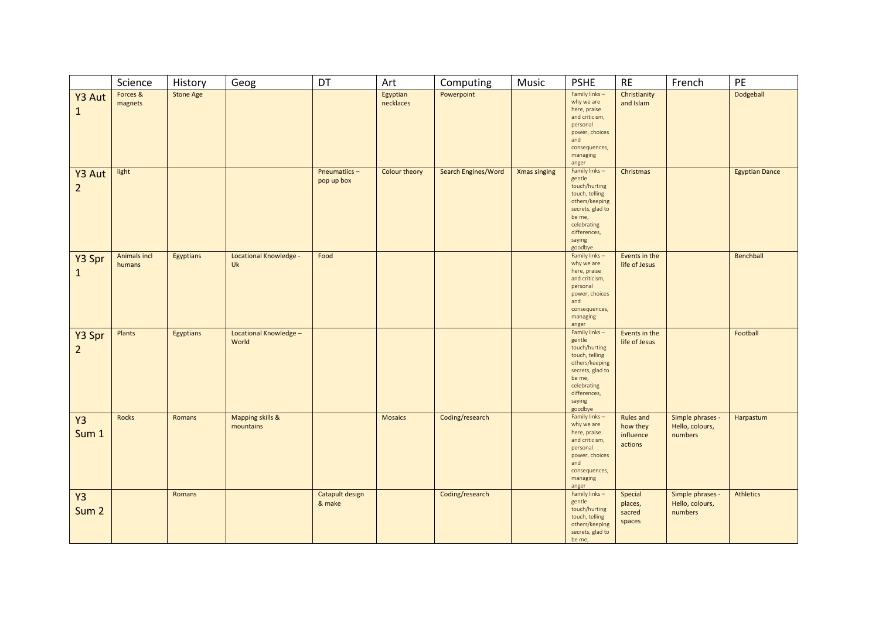| | Science | History | Geog | DT | Art | Computing | Music | PSHE | RE | French | PE |
|---|---|---|---|---|---|---|---|---|---|---|---|
| Y3 Aut 1 | Forces & magnets | Stone Age | | | Egyptian necklaces | Powerpoint | | Family links – why we are here, praise and criticism, personal power, choices and consequences, managing anger | Christianity and Islam | | Dodgeball |
| Y3 Aut 2 | light | | | Pneumatiics – pop up box | Colour theory | Search Engines/Word | Xmas singing | Family links – gentle touch/hurting touch, telling others/keeping secrets, glad to be me, celebrating differences, saying goodbye. | Christmas | | Egyptian Dance |
| Y3 Spr 1 | Animals incl humans | Egyptians | Locational Knowledge - Uk | Food | | | | Family links – why we are here, praise and criticism, personal power, choices and consequences, managing anger | Events in the life of Jesus | | Benchball |
| Y3 Spr 2 | Plants | Egyptians | Locational Knowledge – World | | | | | Family links – gentle touch/hurting touch, telling others/keeping secrets, glad to be me, celebrating differences, saying goodbye | Events in the life of Jesus | | Football |
| Y3 Sum 1 | Rocks | Romans | Mapping skills & mountains | | Mosaics | Coding/research | | Family links – why we are here, praise and criticism, personal power, choices and consequences, managing anger | Rules and how they influence actions | Simple phrases - Hello, colours, numbers | Harpastum |
| Y3 Sum 2 | | Romans | | Catapult design & make | | Coding/research | | Family links – gentle touch/hurting touch, telling others/keeping secrets, glad to be me, | Special places, sacred spaces | Simple phrases - Hello, colours, numbers | Athletics |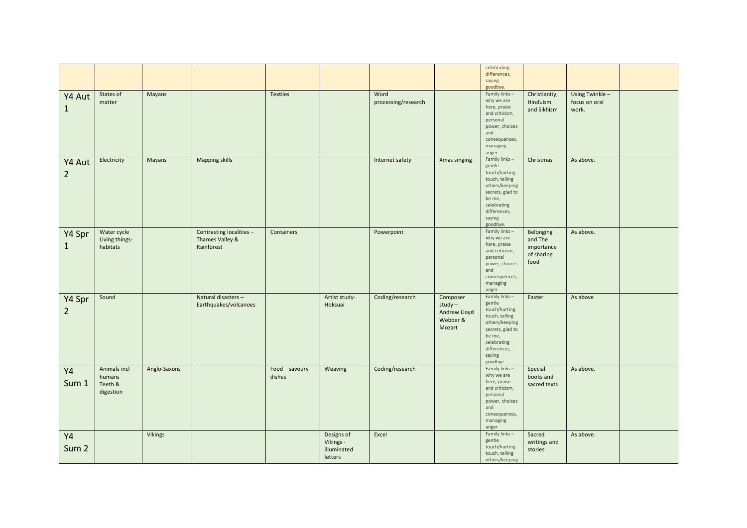| | | | | | | | | | | | |
|---|---|---|---|---|---|---|---|---|---|---|---|
| | | | | | | | | celebrating differences, saying goodbye. | | | |
| Y4 Aut 1 | States of matter | Mayans | | Textiles | | Word processing/research | | Family links – why we are here, praise and criticism, personal power, choices and consequences, managing anger | Christianity, Hinduism and Sikhism | Using Twinkle – focus on oral work. | |
| Y4 Aut 2 | Electricity | Mayans | Mapping skills | | | Internet safety | Xmas singing | Family links – gentle touch/hurting touch, telling others/keeping secrets, glad to be me, celebrating differences, saying goodbye. | Christmas | As above. | |
| Y4 Spr 1 | Water cycle Living things-habitats | | Contrasting localities – Thames Valley & Rainforest | Containers | | Powerpoint | | Family links – why we are here, praise and criticism, personal power, choices and consequences, managing anger | Belonging and The importance of sharing food | As above. | |
| Y4 Spr 2 | Sound | | Natural disasters – Earthquakes/volcanoes | | Artist study-Hoksuai | Coding/research | Composer study – Andrew Lloyd Webber & Mozart | Family links – gentle touch/hurting touch, telling others/keeping secrets, glad to be me, celebrating differences, saying goodbye | Easter | As above | |
| Y4 Sum 1 | Animals incl humans Teeth & digestion | Anglo-Saxons | | Food – savoury dishes | Weaving | Coding/research | | Family links – why we are here, praise and criticism, personal power, choices and consequences, managing anger | Special books and sacred texts | As above. | |
| Y4 Sum 2 | | Vikings | | | Designs of Vikings - illuminated letters | Excel | | Family links – gentle touch/hurting touch, telling others/keeping | Sacred writings and stories | As above. | |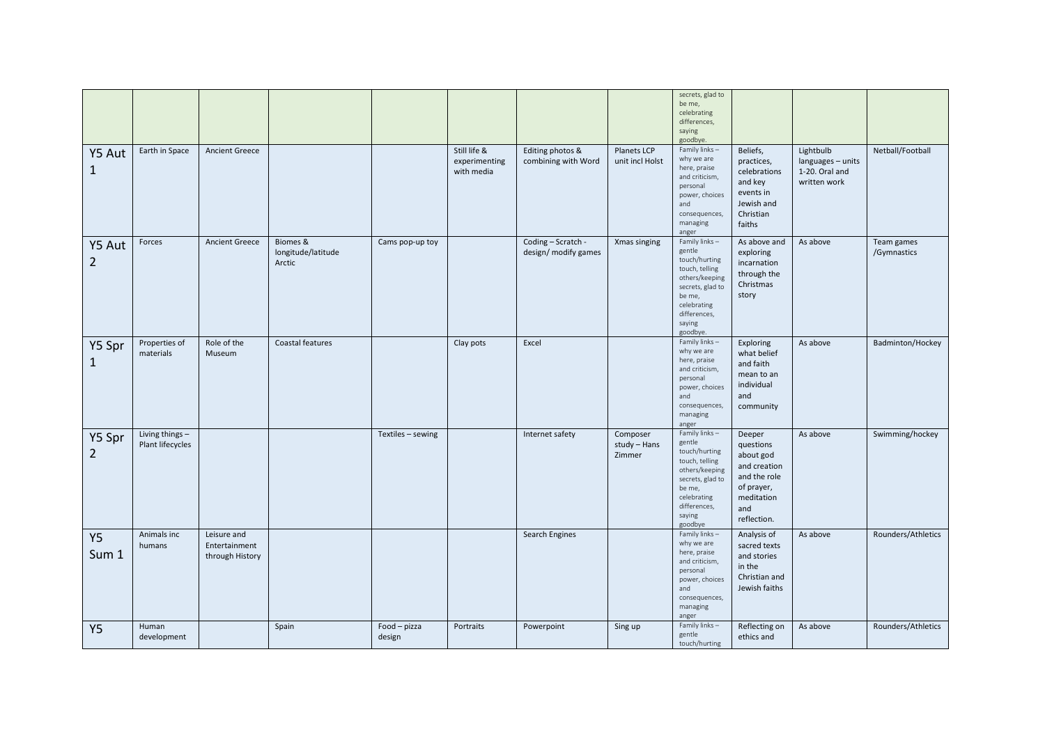| | | | | | | | | | | | |
|---|---|---|---|---|---|---|---|---|---|---|---|
| | | | | | | | | secrets, glad to be me, celebrating differences, saying goodbye. | | | |
| Y5 Aut 1 | Earth in Space | Ancient Greece | | | Still life & experimenting with media | Editing photos & combining with Word | Planets LCP unit incl Holst | Family links – why we are here, praise and criticism, personal power, choices and consequences, managing anger | Beliefs, practices, celebrations and key events in Jewish and Christian faiths | Lightbulb languages – units 1-20. Oral and written work | Netball/Football |
| Y5 Aut 2 | Forces | Ancient Greece | Biomes & longitude/latitude Arctic | Cams pop-up toy | | Coding – Scratch - design/ modify games | Xmas singing | Family links – gentle touch/hurting touch, telling others/keeping secrets, glad to be me, celebrating differences, saying goodbye. | As above and exploring incarnation through the Christmas story | As above | Team games /Gymnastics |
| Y5 Spr 1 | Properties of materials | Role of the Museum | Coastal features | | Clay pots | Excel | | Family links – why we are here, praise and criticism, personal power, choices and consequences, managing anger | Exploring what belief and faith mean to an individual and community | As above | Badminton/Hockey |
| Y5 Spr 2 | Living things – Plant lifecycles | | | Textiles – sewing | | Internet safety | Composer study – Hans Zimmer | Family links – gentle touch/hurting touch, telling others/keeping secrets, glad to be me, celebrating differences, saying goodbye | Deeper questions about god and creation and the role of prayer, meditation and reflection. | As above | Swimming/hockey |
| Y5 Sum 1 | Animals inc humans | Leisure and Entertainment through History | | | | Search Engines | | Family links – why we are here, praise and criticism, personal power, choices and consequences, managing anger | Analysis of sacred texts and stories in the Christian and Jewish faiths | As above | Rounders/Athletics |
| Y5 | Human development | | Spain | Food – pizza design | Portraits | Powerpoint | Sing up | Family links – gentle touch/hurting | Reflecting on ethics and | As above | Rounders/Athletics |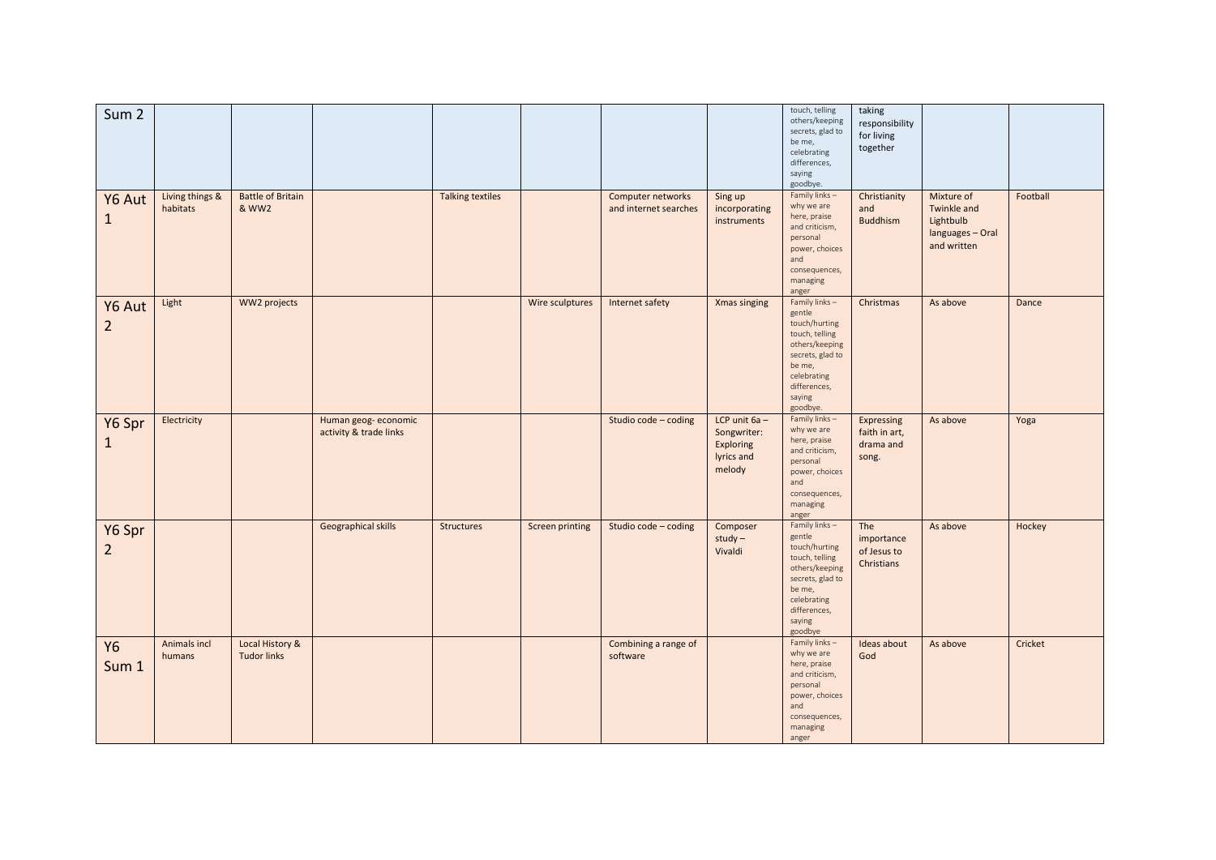| Sum 2 | | | | | | | | touch, telling others/keeping secrets, glad to be me, celebrating differences, saying goodbye. | taking responsibility for living together | | |
|---|---|---|---|---|---|---|---|---|---|---|---|
| Y6 Aut 1 | Living things & habitats | Battle of Britain & WW2 | | Talking textiles | | Computer networks and internet searches | Sing up incorporating instruments | Family links – why we are here, praise and criticism, personal power, choices and consequences, managing anger | Christianity and Buddhism | Mixture of Twinkle and Lightbulb languages – Oral and written | Football |
| Y6 Aut 2 | Light | WW2 projects | | | Wire sculptures | Internet safety | Xmas singing | Family links – gentle touch/hurting touch, telling others/keeping secrets, glad to be me, celebrating differences, saying goodbye. | Christmas | As above | Dance |
| Y6 Spr 1 | Electricity | | Human geog- economic activity & trade links | | | Studio code – coding | LCP unit 6a – Songwriter: Exploring lyrics and melody | Family links – why we are here, praise and criticism, personal power, choices and consequences, managing anger | Expressing faith in art, drama and song. | As above | Yoga |
| Y6 Spr 2 | | | Geographical skills | Structures | Screen printing | Studio code – coding | Composer study – Vivaldi | Family links – gentle touch/hurting touch, telling others/keeping secrets, glad to be me, celebrating differences, saying goodbye | The importance of Jesus to Christians | As above | Hockey |
| Y6 Sum 1 | Animals incl humans | Local History & Tudor links | | | | Combining a range of software | | Family links – why we are here, praise and criticism, personal power, choices and consequences, managing anger | Ideas about God | As above | Cricket |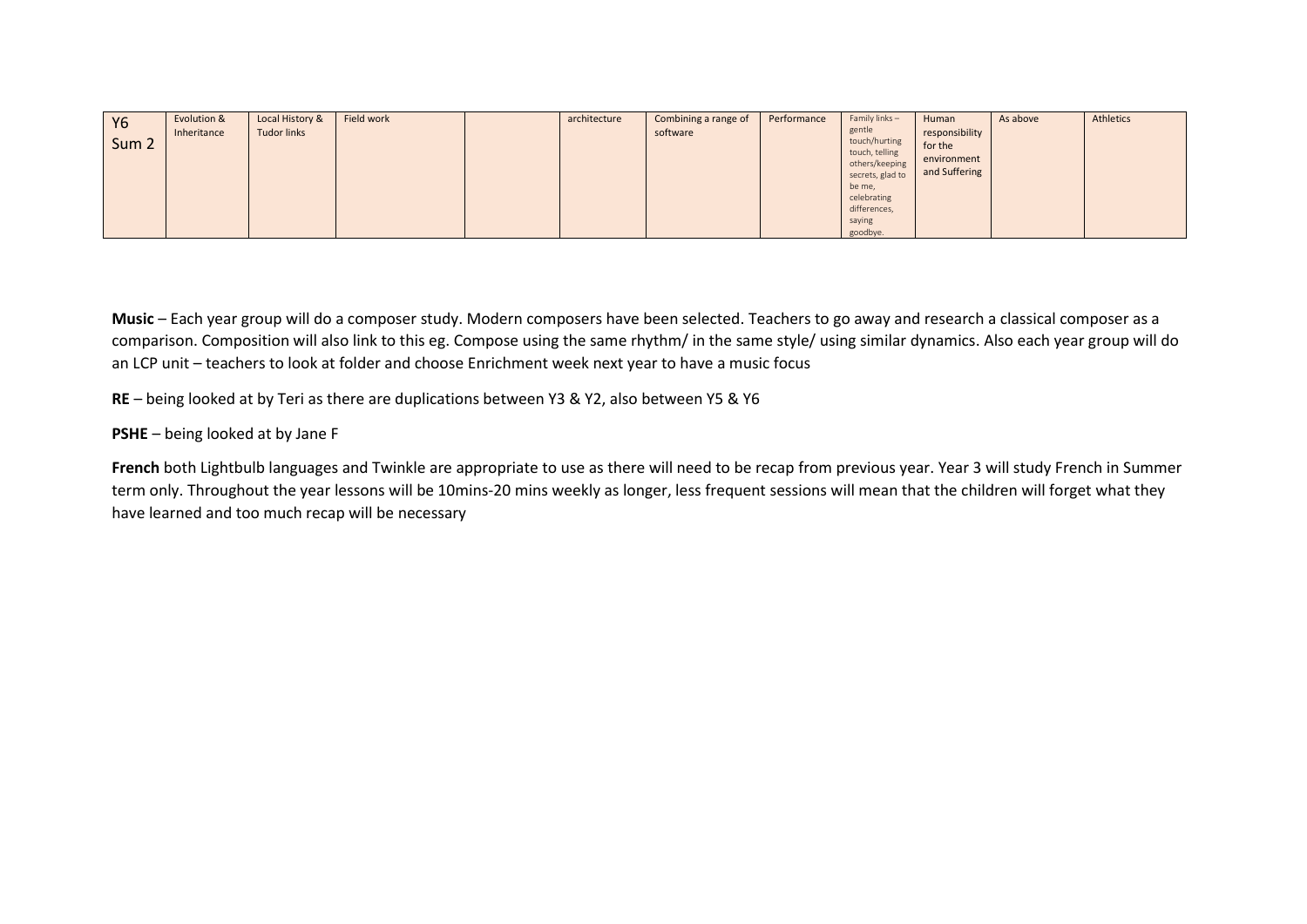| | | | | | | | | | | | | |
|---|---|---|---|---|---|---|---|---|---|---|---|---|
| Y6 Sum 2 | Evolution & Inheritance | Local History & Tudor links | Field work | | architecture | Combining a range of software | Performance | Family links – gentle touch/hurting touch, telling others/keeping secrets, glad to be me, celebrating differences, saying goodbye. | Human responsibility for the environment and Suffering | As above | Athletics |

**Music** – Each year group will do a composer study. Modern composers have been selected. Teachers to go away and research a classical composer as a comparison. Composition will also link to this eg. Compose using the same rhythm/ in the same style/ using similar dynamics. Also each year group will do an LCP unit – teachers to look at folder and choose Enrichment week next year to have a music focus

**RE** – being looked at by Teri as there are duplications between Y3 & Y2, also between Y5 & Y6

**PSHE** – being looked at by Jane F

**French** both Lightbulb languages and Twinkle are appropriate to use as there will need to be recap from previous year. Year 3 will study French in Summer term only. Throughout the year lessons will be 10mins-20 mins weekly as longer, less frequent sessions will mean that the children will forget what they have learned and too much recap will be necessary